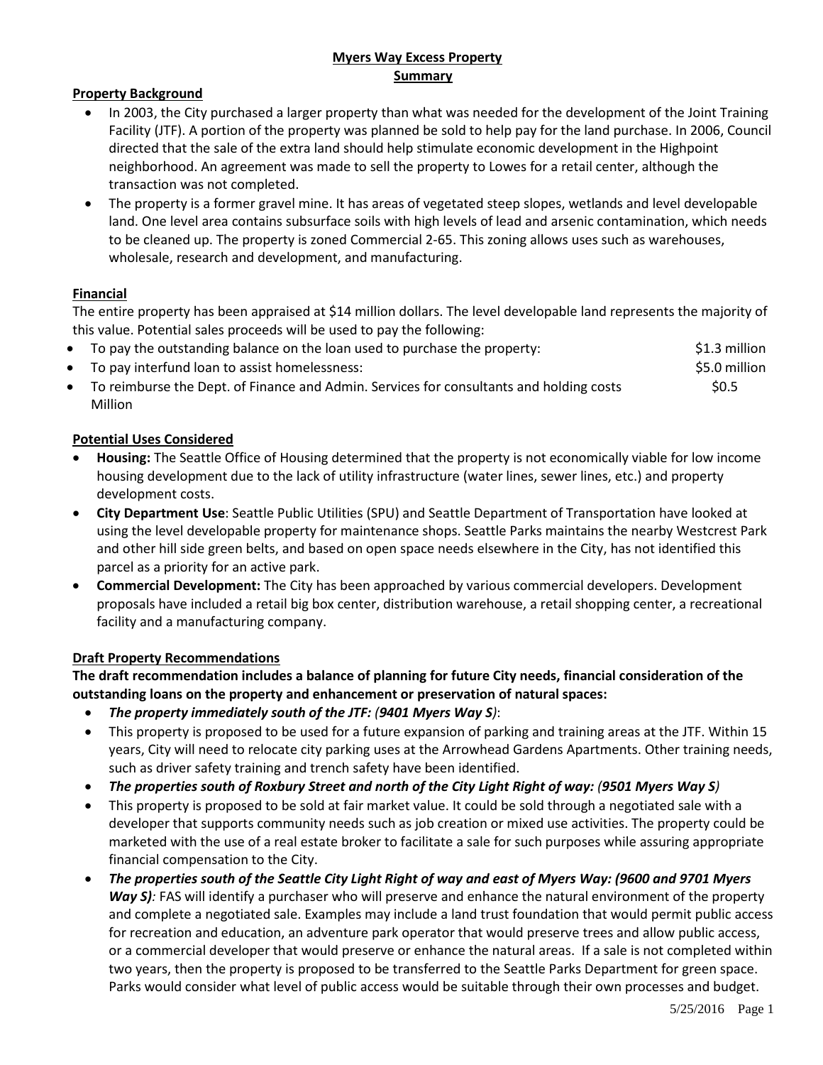# Myers Way Excess Property
## Summary

### Property Background

- In 2003, the City purchased a larger property than what was needed for the development of the Joint Training Facility (JTF). A portion of the property was planned be sold to help pay for the land purchase. In 2006, Council directed that the sale of the extra land should help stimulate economic development in the Highpoint neighborhood. An agreement was made to sell the property to Lowes for a retail center, although the transaction was not completed.
- The property is a former gravel mine. It has areas of vegetated steep slopes, wetlands and level developable land. One level area contains subsurface soils with high levels of lead and arsenic contamination, which needs to be cleaned up. The property is zoned Commercial 2-65. This zoning allows uses such as warehouses, wholesale, research and development, and manufacturing.

### Financial

The entire property has been appraised at $14 million dollars. The level developable land represents the majority of this value. Potential sales proceeds will be used to pay the following:

- To pay the outstanding balance on the loan used to purchase the property: $1.3 million
- To pay interfund loan to assist homelessness: $5.0 million
- To reimburse the Dept. of Finance and Admin. Services for consultants and holding costs $0.5 Million

### Potential Uses Considered

- **Housing:** The Seattle Office of Housing determined that the property is not economically viable for low income housing development due to the lack of utility infrastructure (water lines, sewer lines, etc.) and property development costs.
- **City Department Use**: Seattle Public Utilities (SPU) and Seattle Department of Transportation have looked at using the level developable property for maintenance shops. Seattle Parks maintains the nearby Westcrest Park and other hill side green belts, and based on open space needs elsewhere in the City, has not identified this parcel as a priority for an active park.
- **Commercial Development:** The City has been approached by various commercial developers. Development proposals have included a retail big box center, distribution warehouse, a retail shopping center, a recreational facility and a manufacturing company.

### Draft Property Recommendations

**The draft recommendation includes a balance of planning for future City needs, financial consideration of the outstanding loans on the property and enhancement or preservation of natural spaces:**

- ***The property immediately south of the JTF: (9401 Myers Way S)***:
- This property is proposed to be used for a future expansion of parking and training areas at the JTF. Within 15 years, City will need to relocate city parking uses at the Arrowhead Gardens Apartments. Other training needs, such as driver safety training and trench safety have been identified.
- ***The properties south of Roxbury Street and north of the City Light Right of way: (9501 Myers Way S)***
- This property is proposed to be sold at fair market value. It could be sold through a negotiated sale with a developer that supports community needs such as job creation or mixed use activities. The property could be marketed with the use of a real estate broker to facilitate a sale for such purposes while assuring appropriate financial compensation to the City.
- ***The properties south of the Seattle City Light Right of way and east of Myers Way: (9600 and 9701 Myers Way S):*** FAS will identify a purchaser who will preserve and enhance the natural environment of the property and complete a negotiated sale. Examples may include a land trust foundation that would permit public access for recreation and education, an adventure park operator that would preserve trees and allow public access, or a commercial developer that would preserve or enhance the natural areas. If a sale is not completed within two years, then the property is proposed to be transferred to the Seattle Parks Department for green space. Parks would consider what level of public access would be suitable through their own processes and budget.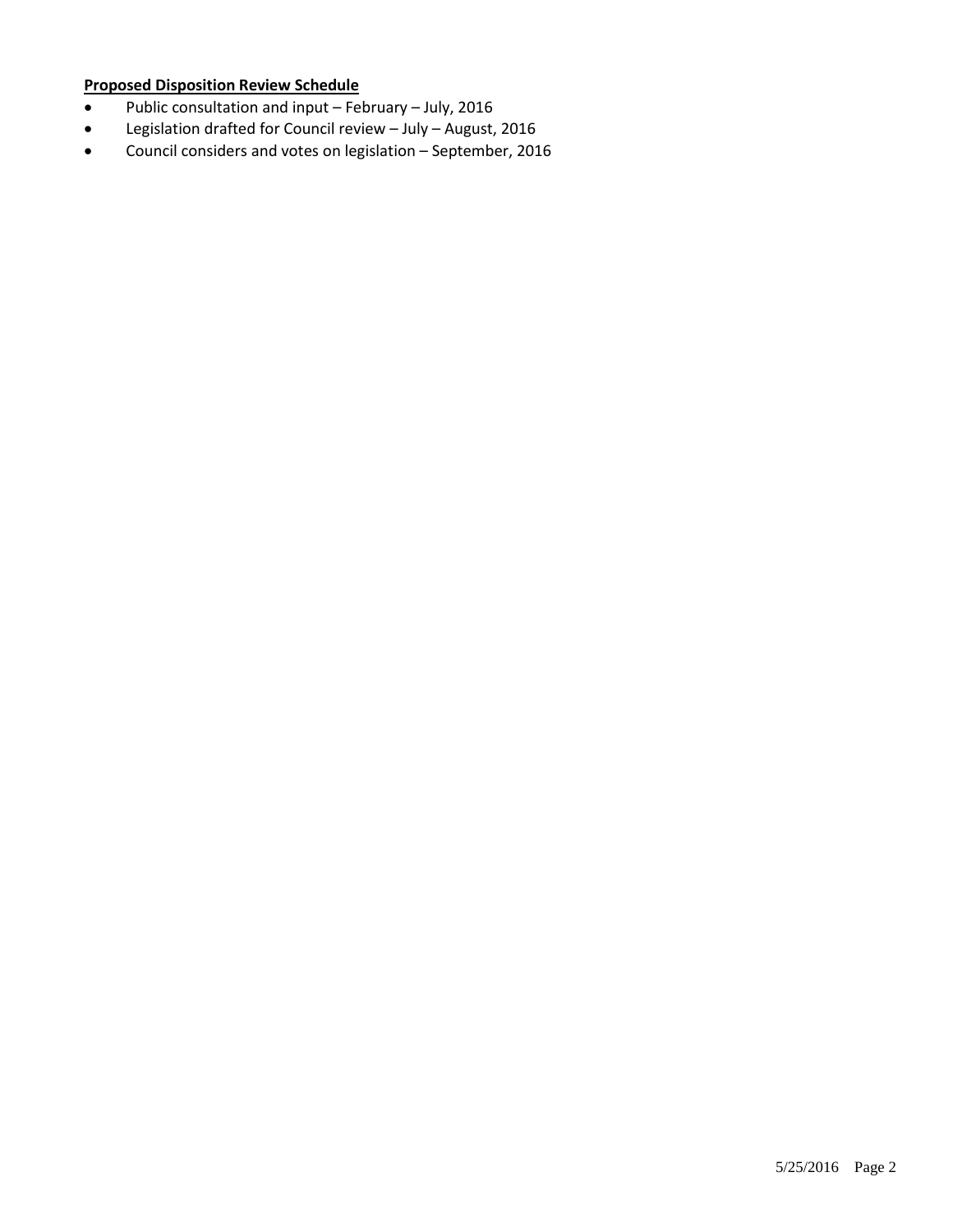**Proposed Disposition Review Schedule**

- Public consultation and input – February – July, 2016
- Legislation drafted for Council review – July – August, 2016
- Council considers and votes on legislation – September, 2016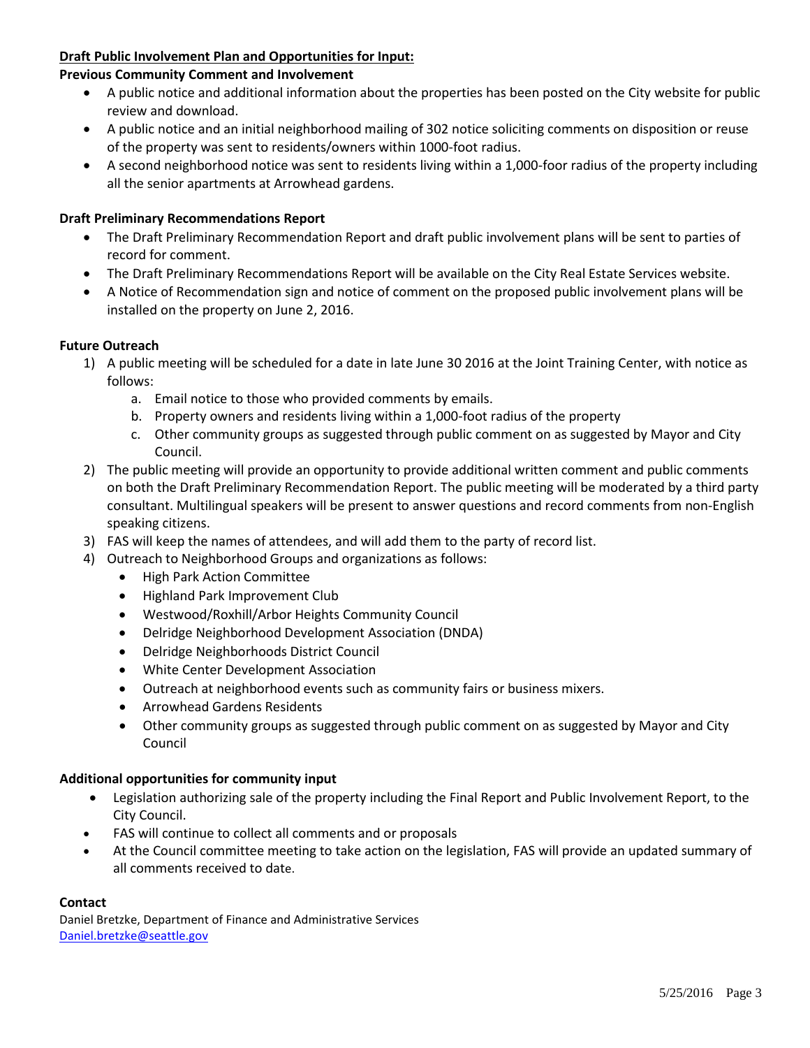**Draft Public Involvement Plan and Opportunities for Input:**

**Previous Community Comment and Involvement**

- A public notice and additional information about the properties has been posted on the City website for public review and download.
- A public notice and an initial neighborhood mailing of 302 notice soliciting comments on disposition or reuse of the property was sent to residents/owners within 1000-foot radius.
- A second neighborhood notice was sent to residents living within a 1,000-foor radius of the property including all the senior apartments at Arrowhead gardens.

**Draft Preliminary Recommendations Report**

- The Draft Preliminary Recommendation Report and draft public involvement plans will be sent to parties of record for comment.
- The Draft Preliminary Recommendations Report will be available on the City Real Estate Services website.
- A Notice of Recommendation sign and notice of comment on the proposed public involvement plans will be installed on the property on June 2, 2016.

**Future Outreach**

1) A public meeting will be scheduled for a date in late June 30 2016 at the Joint Training Center, with notice as follows:
    a. Email notice to those who provided comments by emails.
    b. Property owners and residents living within a 1,000-foot radius of the property
    c. Other community groups as suggested through public comment on as suggested by Mayor and City Council.
2) The public meeting will provide an opportunity to provide additional written comment and public comments on both the Draft Preliminary Recommendation Report. The public meeting will be moderated by a third party consultant. Multilingual speakers will be present to answer questions and record comments from non-English speaking citizens.
3) FAS will keep the names of attendees, and will add them to the party of record list.
4) Outreach to Neighborhood Groups and organizations as follows:
    - High Park Action Committee
    - Highland Park Improvement Club
    - Westwood/Roxhill/Arbor Heights Community Council
    - Delridge Neighborhood Development Association (DNDA)
    - Delridge Neighborhoods District Council
    - White Center Development Association
    - Outreach at neighborhood events such as community fairs or business mixers.
    - Arrowhead Gardens Residents
    - Other community groups as suggested through public comment on as suggested by Mayor and City Council

**Additional opportunities for community input**

- Legislation authorizing sale of the property including the Final Report and Public Involvement Report, to the City Council.
- FAS will continue to collect all comments and or proposals
- At the Council committee meeting to take action on the legislation, FAS will provide an updated summary of all comments received to date.

**Contact**

Daniel Bretzke, Department of Finance and Administrative Services
Daniel.bretzke@seattle.gov

5/25/2016